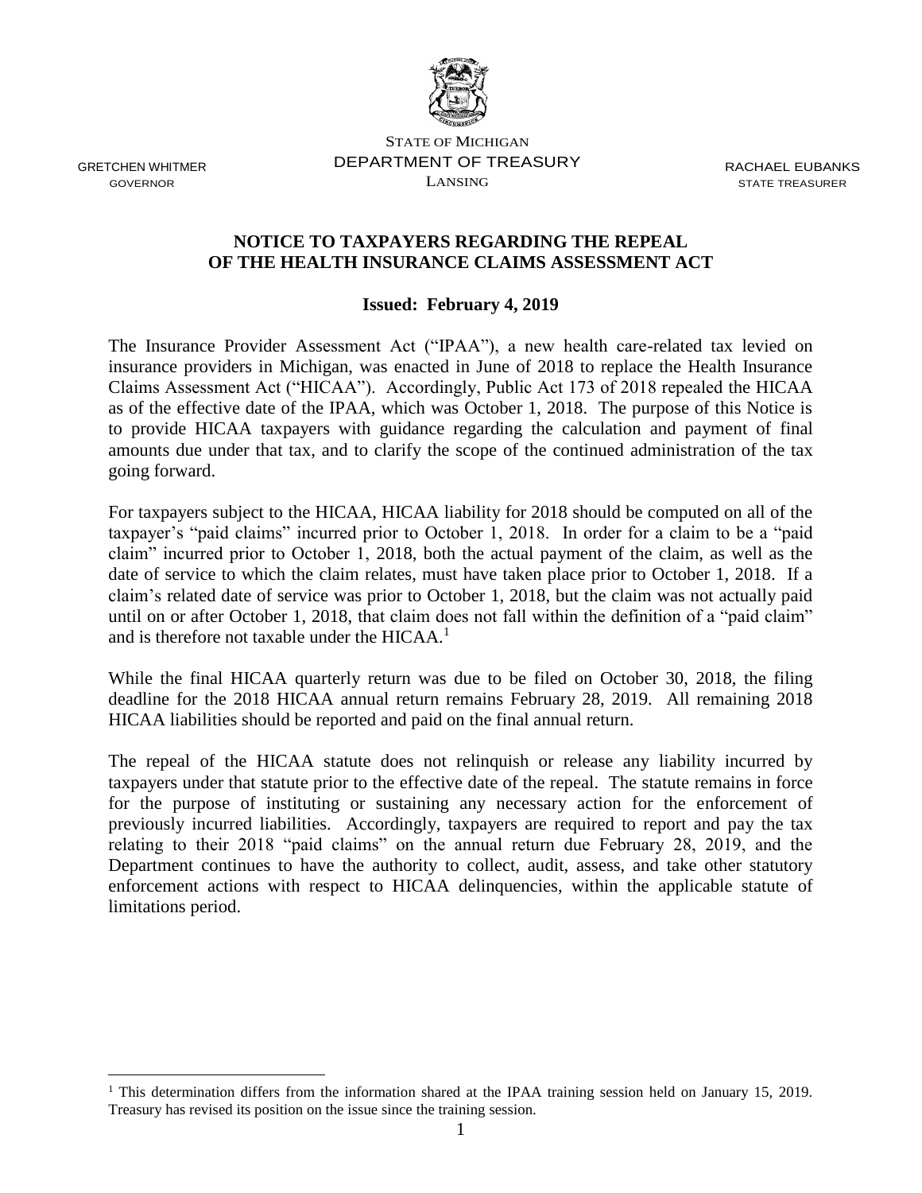STATE OF MICHIGAN
DEPARTMENT OF TREASURY
LANSING

GRETCHEN WHITMER
GOVERNOR

RACHAEL EUBANKS
STATE TREASURER

**NOTICE TO TAXPAYERS REGARDING THE REPEAL OF THE HEALTH INSURANCE CLAIMS ASSESSMENT ACT**

**Issued: February 4, 2019**

The Insurance Provider Assessment Act ("IPAA"), a new health care-related tax levied on insurance providers in Michigan, was enacted in June of 2018 to replace the Health Insurance Claims Assessment Act ("HICAA"). Accordingly, Public Act 173 of 2018 repealed the HICAA as of the effective date of the IPAA, which was October 1, 2018. The purpose of this Notice is to provide HICAA taxpayers with guidance regarding the calculation and payment of final amounts due under that tax, and to clarify the scope of the continued administration of the tax going forward.

For taxpayers subject to the HICAA, HICAA liability for 2018 should be computed on all of the taxpayer's "paid claims" incurred prior to October 1, 2018. In order for a claim to be a "paid claim" incurred prior to October 1, 2018, both the actual payment of the claim, as well as the date of service to which the claim relates, must have taken place prior to October 1, 2018. If a claim's related date of service was prior to October 1, 2018, but the claim was not actually paid until on or after October 1, 2018, that claim does not fall within the definition of a "paid claim" and is therefore not taxable under the HICAA.[1]

While the final HICAA quarterly return was due to be filed on October 30, 2018, the filing deadline for the 2018 HICAA annual return remains February 28, 2019. All remaining 2018 HICAA liabilities should be reported and paid on the final annual return.

The repeal of the HICAA statute does not relinquish or release any liability incurred by taxpayers under that statute prior to the effective date of the repeal. The statute remains in force for the purpose of instituting or sustaining any necessary action for the enforcement of previously incurred liabilities. Accordingly, taxpayers are required to report and pay the tax relating to their 2018 "paid claims" on the annual return due February 28, 2019, and the Department continues to have the authority to collect, audit, assess, and take other statutory enforcement actions with respect to HICAA delinquencies, within the applicable statute of limitations period.

---

[1] This determination differs from the information shared at the IPAA training session held on January 15, 2019. Treasury has revised its position on the issue since the training session.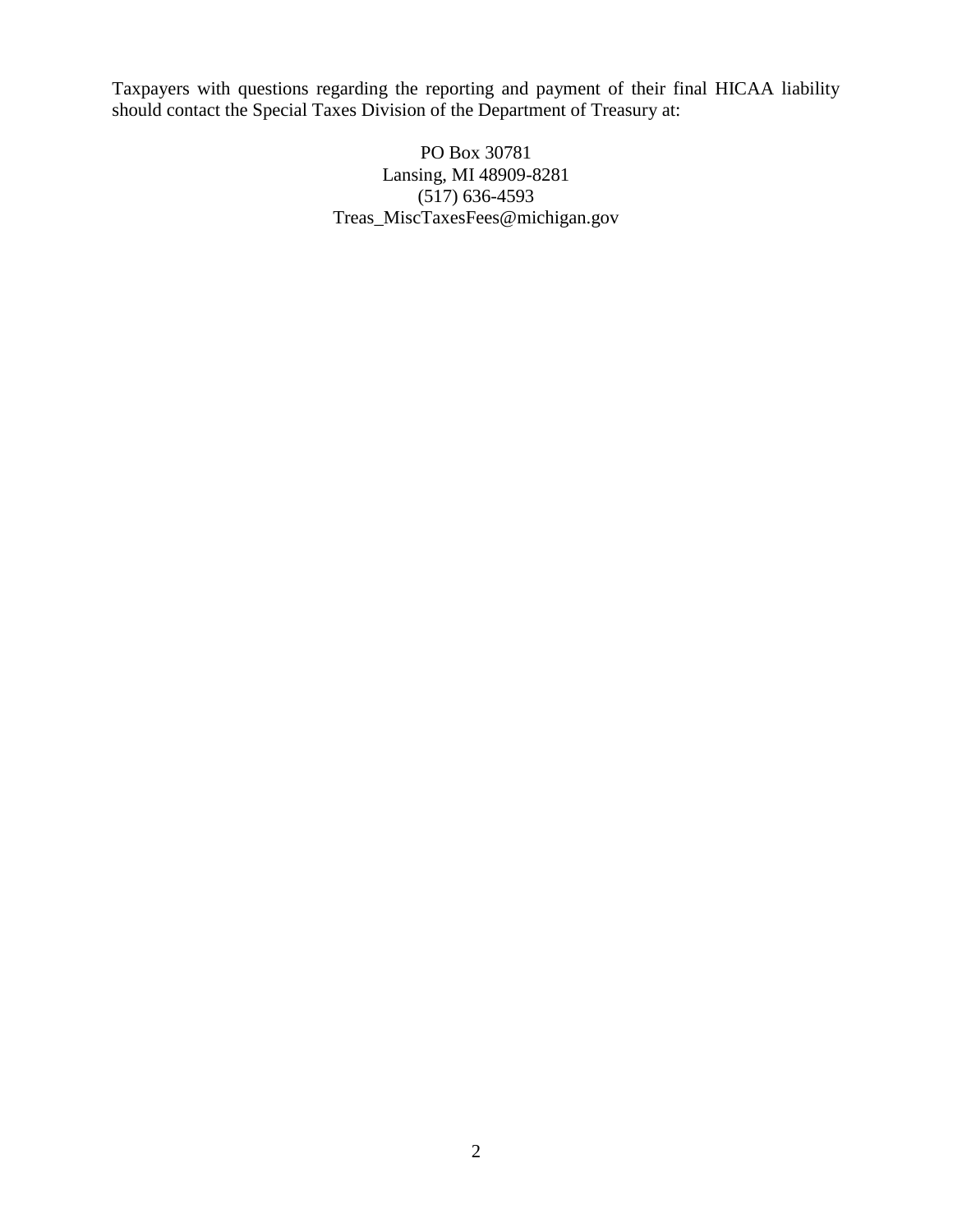Taxpayers with questions regarding the reporting and payment of their final HICAA liability should contact the Special Taxes Division of the Department of Treasury at:

PO Box 30781
Lansing, MI 48909-8281
(517) 636-4593
Treas_MiscTaxesFees@michigan.gov